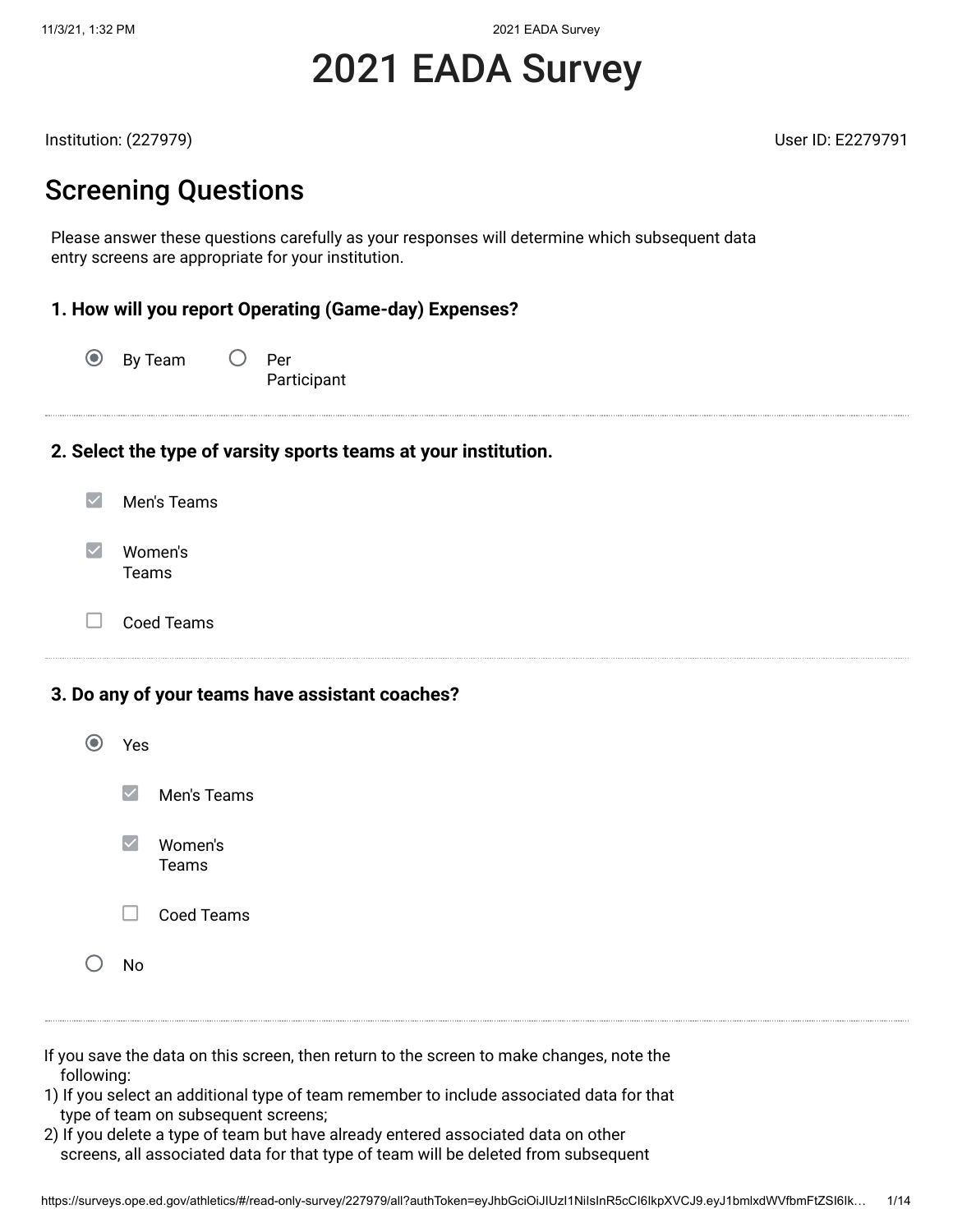# 2021 EADA Survey

Institution: (227979)

User ID: E2279791

## Screening Questions

Please answer these questions carefully as your responses will determine which subsequent data entry screens are appropriate for your institution.

### 1. How will you report Operating (Game-day) Expenses?

- (●) By Team
- ( ) Per Participant

### 2. Select the type of varsity sports teams at your institution.

- [x] Men's Teams
- [x] Women's Teams
- [ ] Coed Teams

### 3. Do any of your teams have assistant coaches?

- (●) Yes
  - [x] Men's Teams
  - [x] Women's Teams
  - [ ] Coed Teams
- ( ) No

If you save the data on this screen, then return to the screen to make changes, note the following:

1) If you select an additional type of team remember to include associated data for that type of team on subsequent screens;
2) If you delete a type of team but have already entered associated data on other screens, all associated data for that type of team will be deleted from subsequent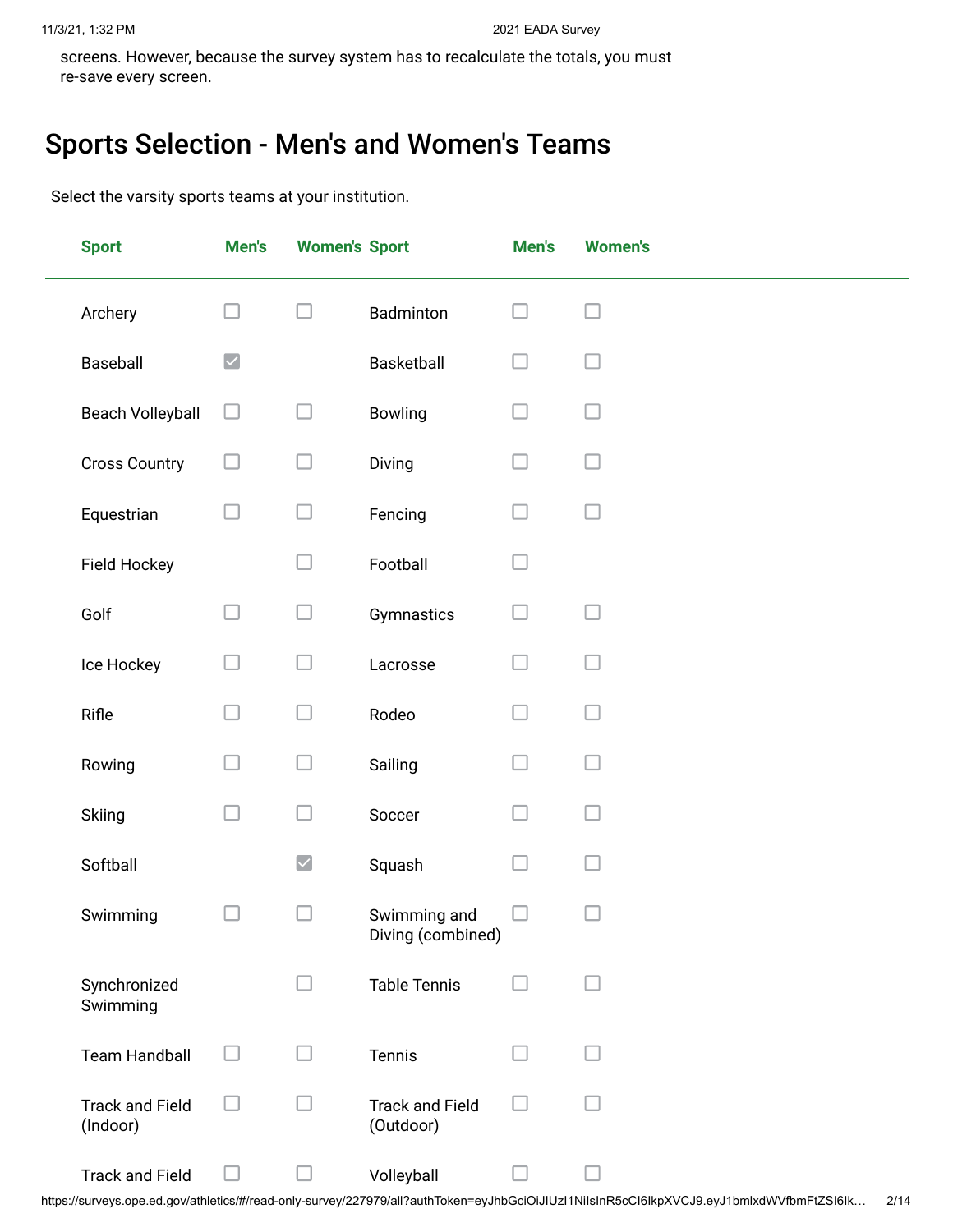screens. However, because the survey system has to recalculate the totals, you must re-save every screen.

## Sports Selection - Men's and Women's Teams

Select the varsity sports teams at your institution.

| Sport | Men's | Women's | Sport | Men's | Women's |
|---|---|---|---|---|---|
| Archery | ☐ | ☐ | Badminton | ☐ | ☐ |
| Baseball | ☑ | | Basketball | ☐ | ☐ |
| Beach Volleyball | ☐ | ☐ | Bowling | ☐ | ☐ |
| Cross Country | ☐ | ☐ | Diving | ☐ | ☐ |
| Equestrian | ☐ | ☐ | Fencing | ☐ | ☐ |
| Field Hockey | | ☐ | Football | ☐ | |
| Golf | ☐ | ☐ | Gymnastics | ☐ | ☐ |
| Ice Hockey | ☐ | ☐ | Lacrosse | ☐ | ☐ |
| Rifle | ☐ | ☐ | Rodeo | ☐ | ☐ |
| Rowing | ☐ | ☐ | Sailing | ☐ | ☐ |
| Skiing | ☐ | ☐ | Soccer | ☐ | ☐ |
| Softball | | ☑ | Squash | ☐ | ☐ |
| Swimming | ☐ | ☐ | Swimming and Diving (combined) | ☐ | ☐ |
| Synchronized Swimming | | ☐ | Table Tennis | ☐ | ☐ |
| Team Handball | ☐ | ☐ | Tennis | ☐ | ☐ |
| Track and Field (Indoor) | ☐ | ☐ | Track and Field (Outdoor) | ☐ | ☐ |
| Track and Field | ☐ | ☐ | Volleyball | ☐ | ☐ |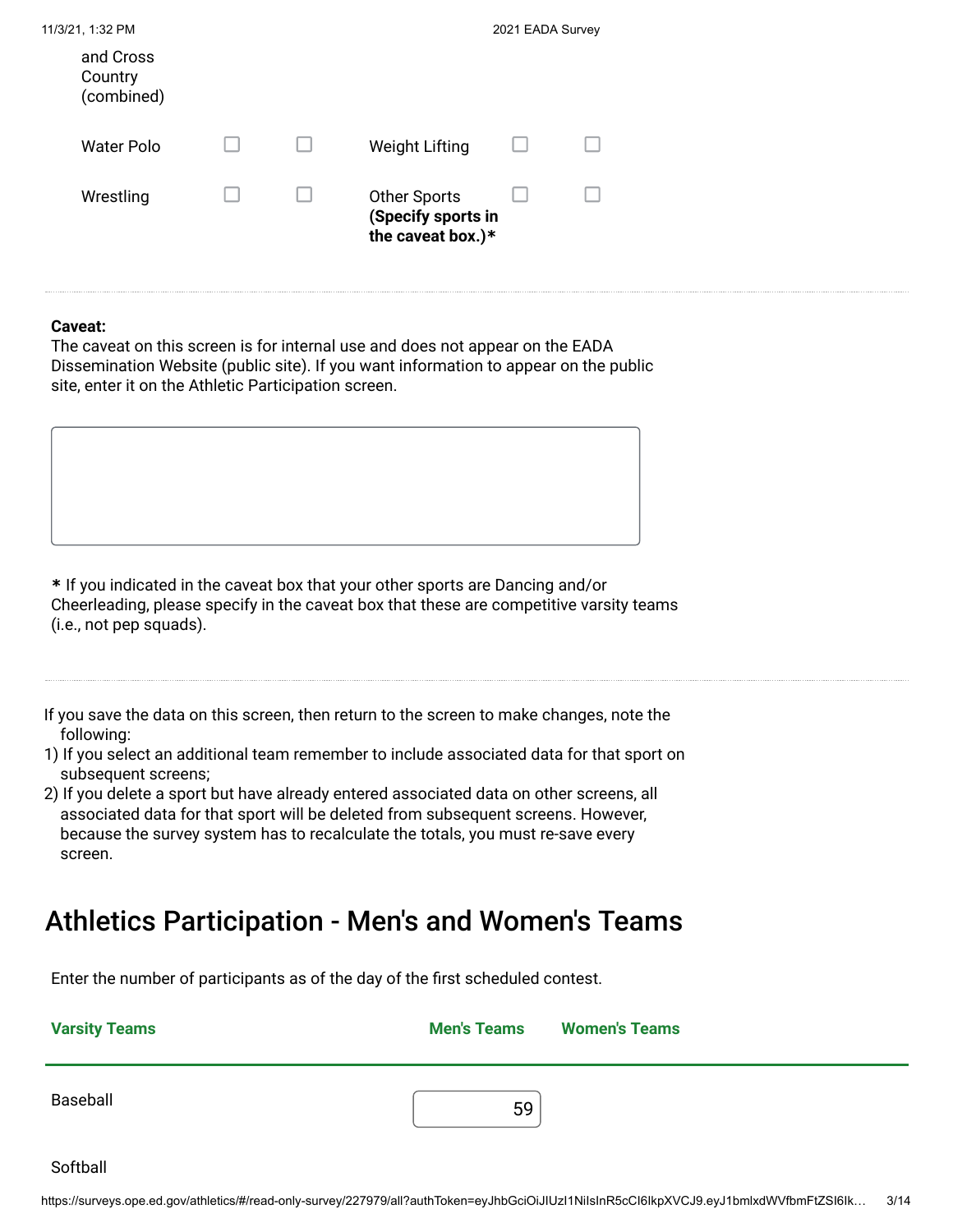| | | | | | |
|---|---|---|---|---|---|
| and Cross Country (combined) | | | | | |
| Water Polo | ☐ | ☐ | Weight Lifting | ☐ | ☐ |
| Wrestling | ☐ | ☐ | Other Sports **(Specify sports in the caveat box.)*** | ☐ | ☐ |

**Caveat:**
The caveat on this screen is for internal use and does not appear on the EADA Dissemination Website (public site). If you want information to appear on the public site, enter it on the Athletic Participation screen.

* If you indicated in the caveat box that your other sports are Dancing and/or Cheerleading, please specify in the caveat box that these are competitive varsity teams (i.e., not pep squads).

If you save the data on this screen, then return to the screen to make changes, note the following:
1) If you select an additional team remember to include associated data for that sport on subsequent screens;
2) If you delete a sport but have already entered associated data on other screens, all associated data for that sport will be deleted from subsequent screens. However, because the survey system has to recalculate the totals, you must re-save every screen.

## Athletics Participation - Men's and Women's Teams

Enter the number of participants as of the day of the first scheduled contest.

| Varsity Teams | Men's Teams | Women's Teams |
|---|---|---|
| Baseball | 59 | |
| Softball | | |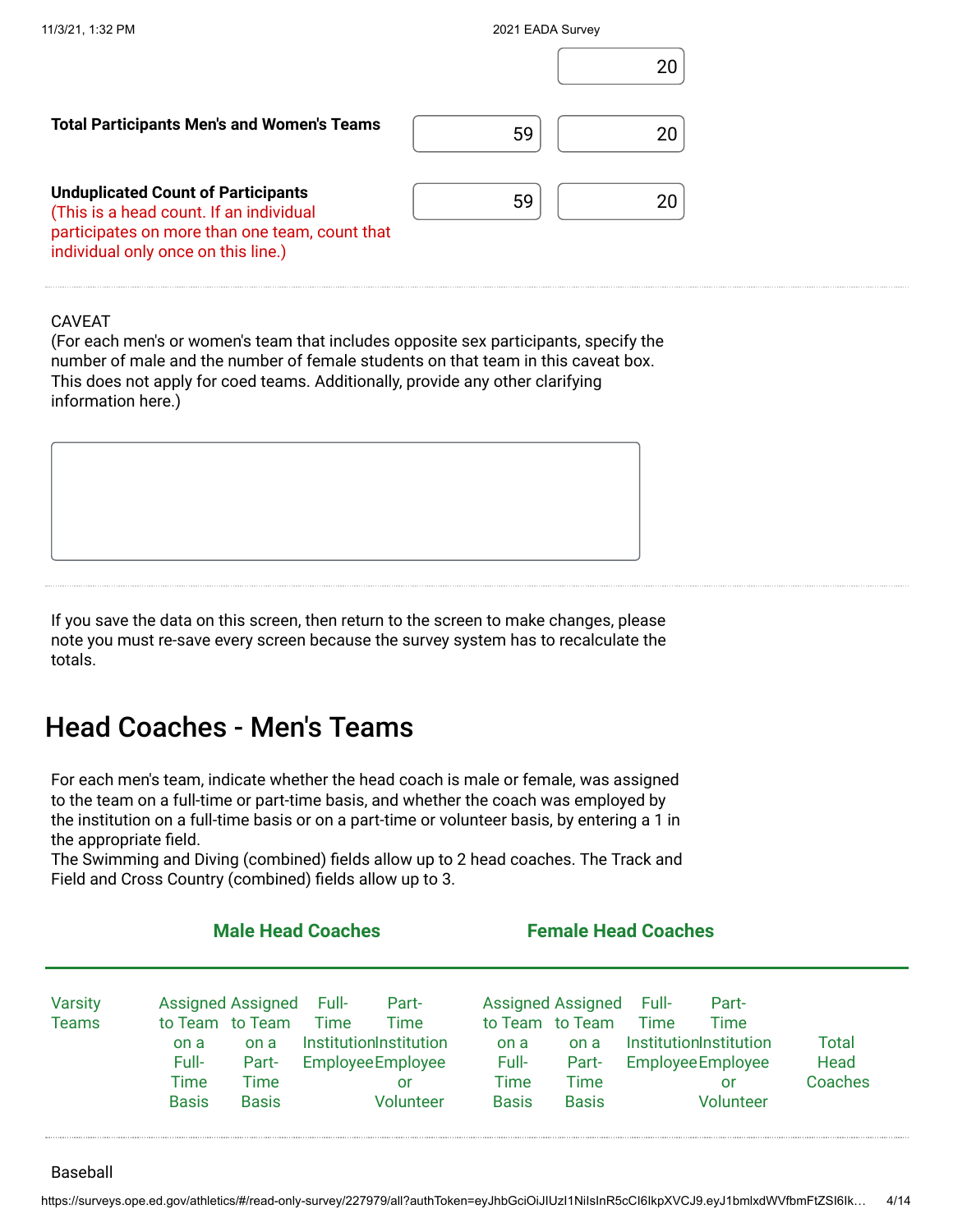| | | |
|---|---|---|
| | | 20 |
| **Total Participants Men's and Women's Teams** | 59 | 20 |
| **Unduplicated Count of Participants** (This is a head count. If an individual participates on more than one team, count that individual only once on this line.) | 59 | 20 |

CAVEAT
(For each men's or women's team that includes opposite sex participants, specify the number of male and the number of female students on that team in this caveat box. This does not apply for coed teams. Additionally, provide any other clarifying information here.)

If you save the data on this screen, then return to the screen to make changes, please note you must re-save every screen because the survey system has to recalculate the totals.

## Head Coaches - Men's Teams

For each men's team, indicate whether the head coach is male or female, was assigned to the team on a full-time or part-time basis, and whether the coach was employed by the institution on a full-time basis or on a part-time or volunteer basis, by entering a 1 in the appropriate field.
The Swimming and Diving (combined) fields allow up to 2 head coaches. The Track and Field and Cross Country (combined) fields allow up to 3.

| Varsity Teams | Male Head Coaches: Assigned to Team on a Full-Time Basis | Male Head Coaches: Assigned to Team on a Part-Time Basis | Male Head Coaches: Full-Time Institution Employee | Male Head Coaches: Part-Time Institution Employee or Volunteer | Female Head Coaches: Assigned to Team on a Full-Time Basis | Female Head Coaches: Assigned to Team on a Part-Time Basis | Female Head Coaches: Full-Time Institution Employee | Female Head Coaches: Part-Time Institution Employee or Volunteer | Total Head Coaches |
|---|---|---|---|---|---|---|---|---|---|
| Baseball | | | | | | | | | |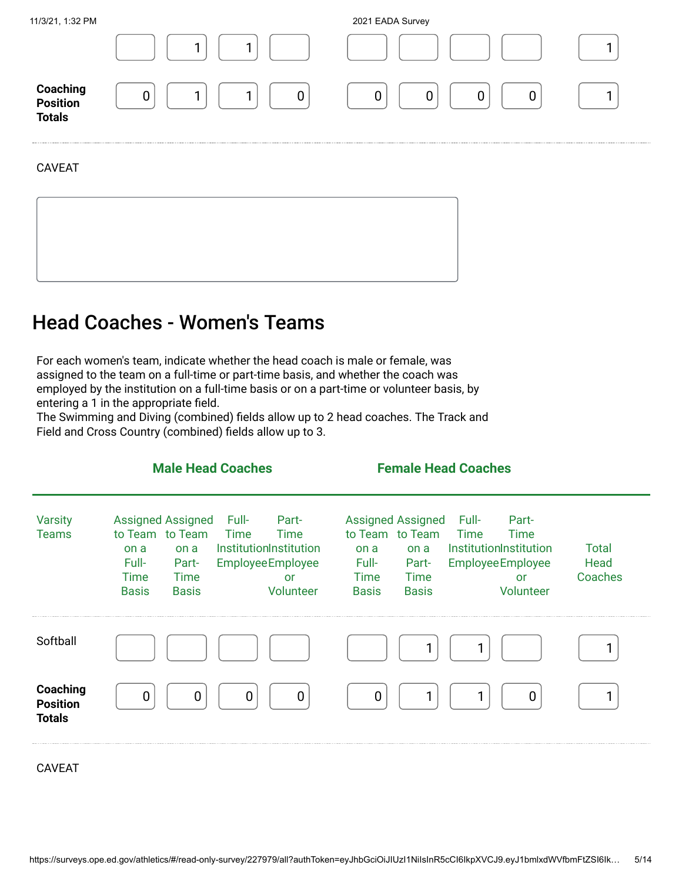| | | | | | | | | | |
|---|---|---|---|---|---|---|---|---|---|
| | | 1 | 1 | | | | | | 1 |
| **Coaching Position Totals** | 0 | 1 | 1 | 0 | 0 | 0 | 0 | 0 | 1 |

CAVEAT

## Head Coaches - Women's Teams

For each women's team, indicate whether the head coach is male or female, was assigned to the team on a full-time or part-time basis, and whether the coach was employed by the institution on a full-time basis or on a part-time or volunteer basis, by entering a 1 in the appropriate field.
The Swimming and Diving (combined) fields allow up to 2 head coaches. The Track and Field and Cross Country (combined) fields allow up to 3.

| | Male Head Coaches | | | | Female Head Coaches | | | | |
|---|---|---|---|---|---|---|---|---|---|
| Varsity Teams | Assigned to Team on a Full-Time Basis | Assigned to Team on a Part-Time Basis | Full-Time Institution Employee | Part-Time Institution Employee or Volunteer | Assigned to Team on a Full-Time Basis | Assigned to Team on a Part-Time Basis | Full-Time Institution Employee | Part-Time Institution Employee or Volunteer | Total Head Coaches |
| Softball | | | | | | 1 | 1 | | 1 |
| **Coaching Position Totals** | 0 | 0 | 0 | 0 | 0 | 1 | 1 | 0 | 1 |

CAVEAT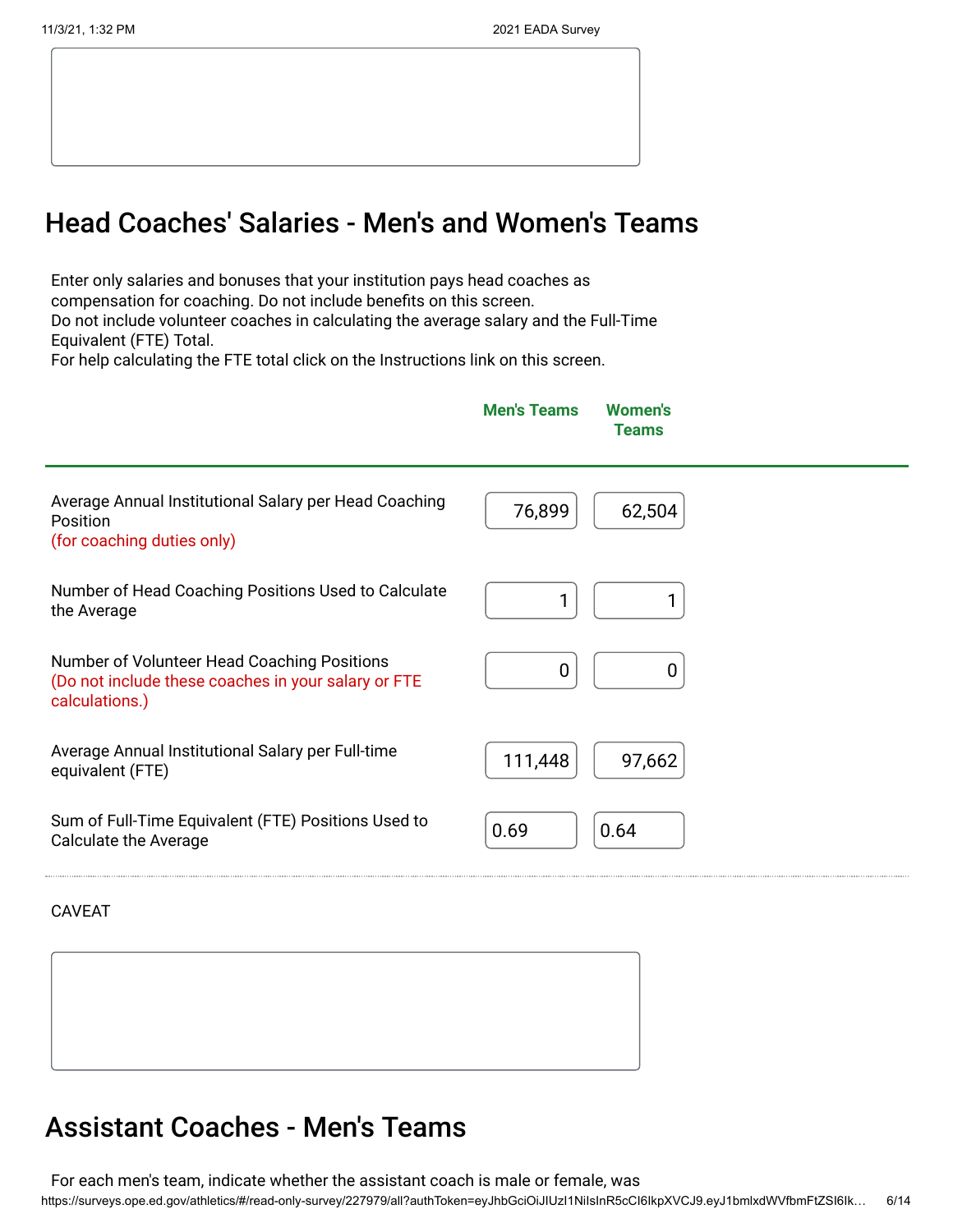## Head Coaches' Salaries - Men's and Women's Teams

Enter only salaries and bonuses that your institution pays head coaches as compensation for coaching. Do not include benefits on this screen.
Do not include volunteer coaches in calculating the average salary and the Full-Time Equivalent (FTE) Total.
For help calculating the FTE total click on the Instructions link on this screen.

| | Men's Teams | Women's Teams |
|---|---|---|
| Average Annual Institutional Salary per Head Coaching Position (for coaching duties only) | 76,899 | 62,504 |
| Number of Head Coaching Positions Used to Calculate the Average | 1 | 1 |
| Number of Volunteer Head Coaching Positions (Do not include these coaches in your salary or FTE calculations.) | 0 | 0 |
| Average Annual Institutional Salary per Full-time equivalent (FTE) | 111,448 | 97,662 |
| Sum of Full-Time Equivalent (FTE) Positions Used to Calculate the Average | 0.69 | 0.64 |

CAVEAT

## Assistant Coaches - Men's Teams

For each men's team, indicate whether the assistant coach is male or female, was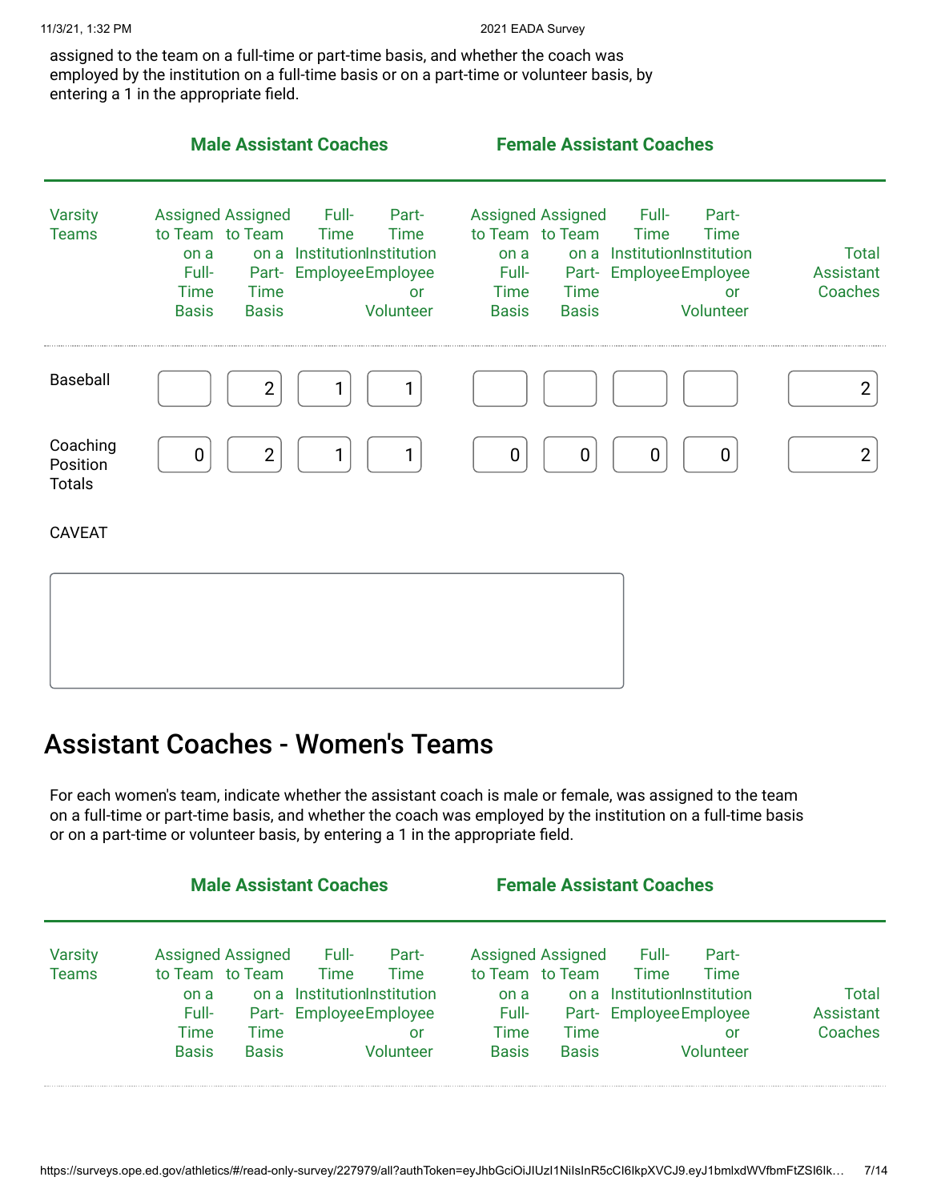assigned to the team on a full-time or part-time basis, and whether the coach was employed by the institution on a full-time basis or on a part-time or volunteer basis, by entering a 1 in the appropriate field.

| | Male Assistant Coaches | | | | Female Assistant Coaches | | | | |
|---|---|---|---|---|---|---|---|---|---|
| Varsity Teams | Assigned to Team on a Full-Time Basis | Assigned to Team on a Part-Time Basis | Full-Time Institution Employee | Part-Time Institution Employee or Volunteer | Assigned to Team on a Full-Time Basis | Assigned to Team on a Part-Time Basis | Full-Time Institution Employee | Part-Time Institution Employee or Volunteer | Total Assistant Coaches |
| Baseball | | 2 | 1 | 1 | | | | | 2 |
| Coaching Position Totals | 0 | 2 | 1 | 1 | 0 | 0 | 0 | 0 | 2 |

CAVEAT

## Assistant Coaches - Women's Teams

For each women's team, indicate whether the assistant coach is male or female, was assigned to the team on a full-time or part-time basis, and whether the coach was employed by the institution on a full-time basis or on a part-time or volunteer basis, by entering a 1 in the appropriate field.

| | Male Assistant Coaches | | | | Female Assistant Coaches | | | | |
|---|---|---|---|---|---|---|---|---|---|
| Varsity Teams | Assigned to Team on a Full-Time Basis | Assigned to Team on a Part-Time Basis | Full-Time Institution Employee | Part-Time Institution Employee or Volunteer | Assigned to Team on a Full-Time Basis | Assigned to Team on a Part-Time Basis | Full-Time Institution Employee | Part-Time Institution Employee or Volunteer | Total Assistant Coaches |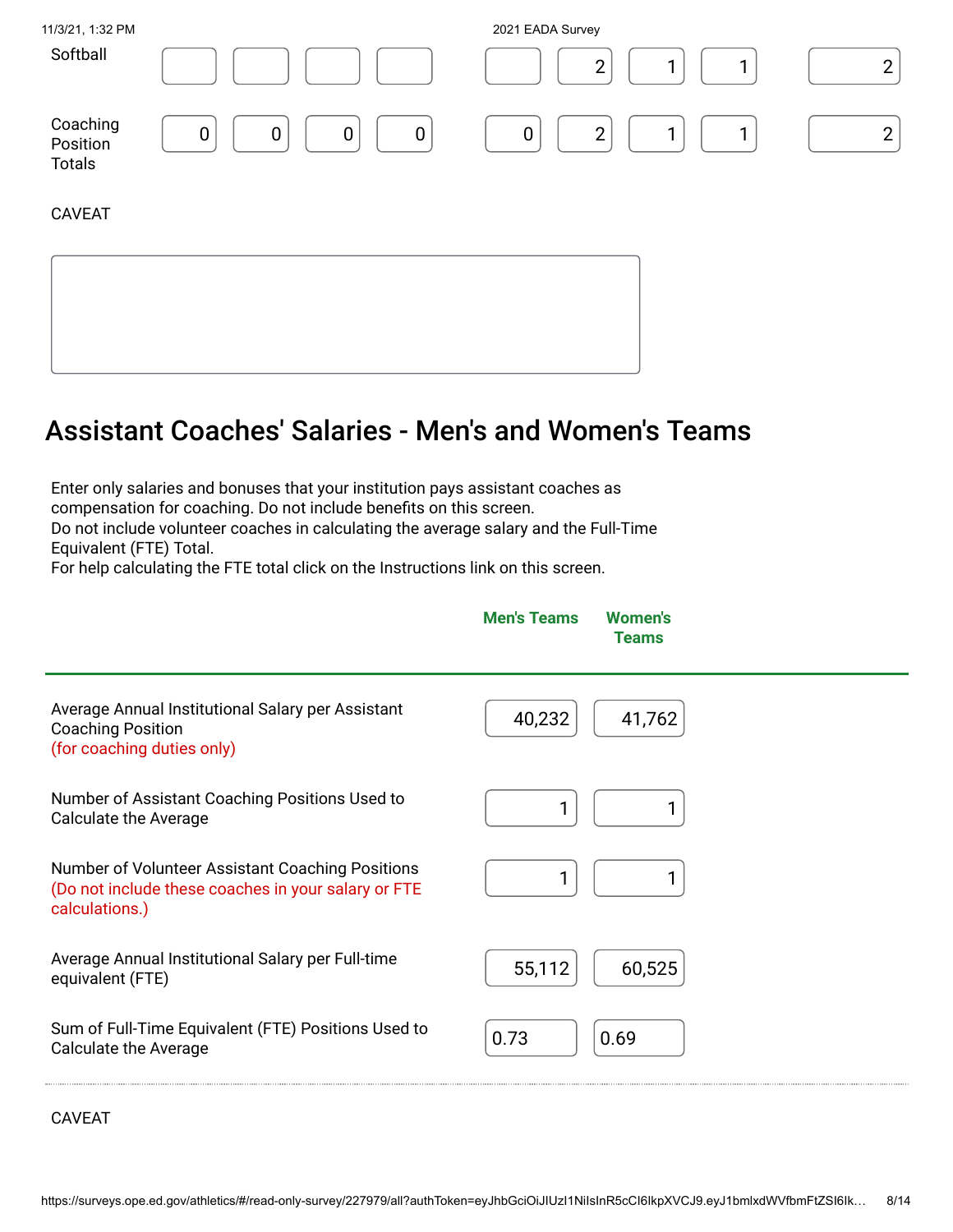| | | | | | | | | | |
|---|---|---|---|---|---|---|---|---|---|
| Softball | | | | | | 2 | 1 | 1 | 2 |
| Coaching Position Totals | 0 | 0 | 0 | 0 | 0 | 2 | 1 | 1 | 2 |

CAVEAT

## Assistant Coaches' Salaries - Men's and Women's Teams

Enter only salaries and bonuses that your institution pays assistant coaches as compensation for coaching. Do not include benefits on this screen.
Do not include volunteer coaches in calculating the average salary and the Full-Time Equivalent (FTE) Total.
For help calculating the FTE total click on the Instructions link on this screen.

| | Men's Teams | Women's Teams |
|---|---|---|
| Average Annual Institutional Salary per Assistant Coaching Position (for coaching duties only) | 40,232 | 41,762 |
| Number of Assistant Coaching Positions Used to Calculate the Average | 1 | 1 |
| Number of Volunteer Assistant Coaching Positions (Do not include these coaches in your salary or FTE calculations.) | 1 | 1 |
| Average Annual Institutional Salary per Full-time equivalent (FTE) | 55,112 | 60,525 |
| Sum of Full-Time Equivalent (FTE) Positions Used to Calculate the Average | 0.73 | 0.69 |

CAVEAT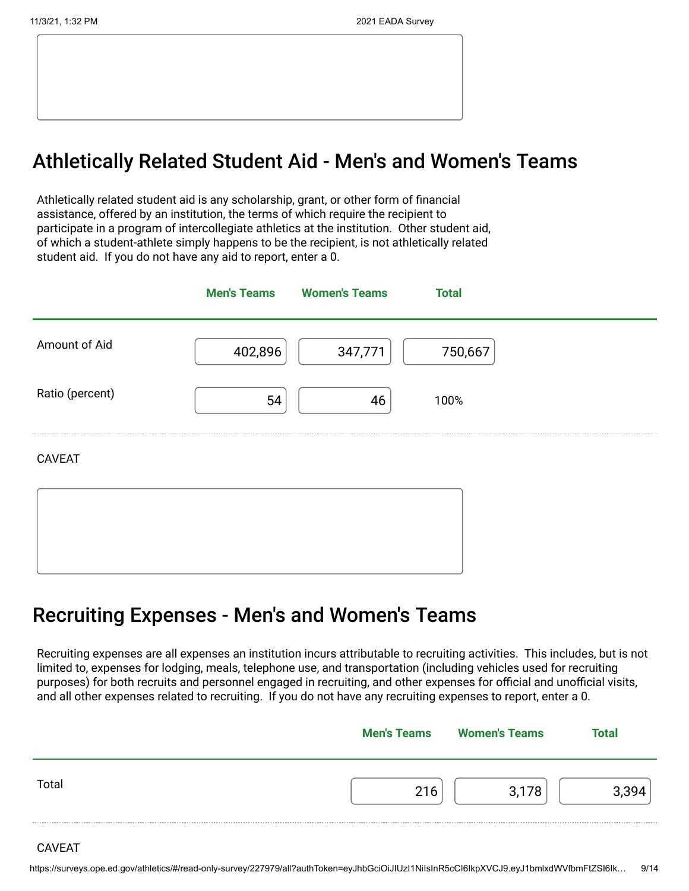## Athletically Related Student Aid - Men's and Women's Teams

Athletically related student aid is any scholarship, grant, or other form of financial assistance, offered by an institution, the terms of which require the recipient to participate in a program of intercollegiate athletics at the institution. Other student aid, of which a student-athlete simply happens to be the recipient, is not athletically related student aid. If you do not have any aid to report, enter a 0.

| | Men's Teams | Women's Teams | Total |
|---|---|---|---|
| Amount of Aid | 402,896 | 347,771 | 750,667 |
| Ratio (percent) | 54 | 46 | 100% |

CAVEAT

## Recruiting Expenses - Men's and Women's Teams

Recruiting expenses are all expenses an institution incurs attributable to recruiting activities. This includes, but is not limited to, expenses for lodging, meals, telephone use, and transportation (including vehicles used for recruiting purposes) for both recruits and personnel engaged in recruiting, and other expenses for official and unofficial visits, and all other expenses related to recruiting. If you do not have any recruiting expenses to report, enter a 0.

| | Men's Teams | Women's Teams | Total |
|---|---|---|---|
| Total | 216 | 3,178 | 3,394 |

CAVEAT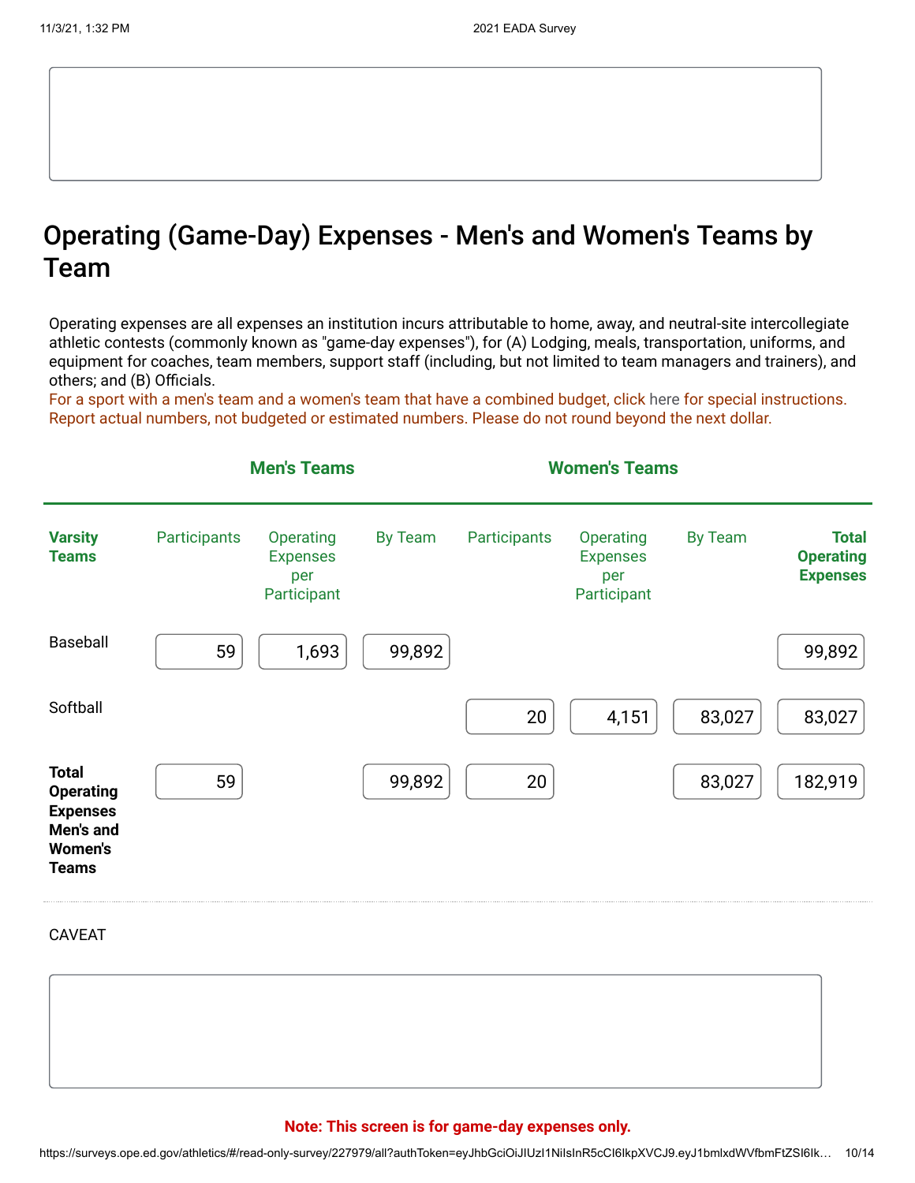## Operating (Game-Day) Expenses - Men's and Women's Teams by Team

Operating expenses are all expenses an institution incurs attributable to home, away, and neutral-site intercollegiate athletic contests (commonly known as "game-day expenses"), for (A) Lodging, meals, transportation, uniforms, and equipment for coaches, team members, support staff (including, but not limited to team managers and trainers), and others; and (B) Officials.

For a sport with a men's team and a women's team that have a combined budget, click here for special instructions. Report actual numbers, not budgeted or estimated numbers. Please do not round beyond the next dollar.

| | Men's Teams | | | Women's Teams | | | |
|---|---|---|---|---|---|---|---|
| **Varsity Teams** | Participants | Operating Expenses per Participant | By Team | Participants | Operating Expenses per Participant | By Team | **Total Operating Expenses** |
| Baseball | 59 | 1,693 | 99,892 | | | | 99,892 |
| Softball | | | | 20 | 4,151 | 83,027 | 83,027 |
| **Total Operating Expenses Men's and Women's Teams** | 59 | | 99,892 | 20 | | 83,027 | 182,919 |

CAVEAT

**Note: This screen is for game-day expenses only.**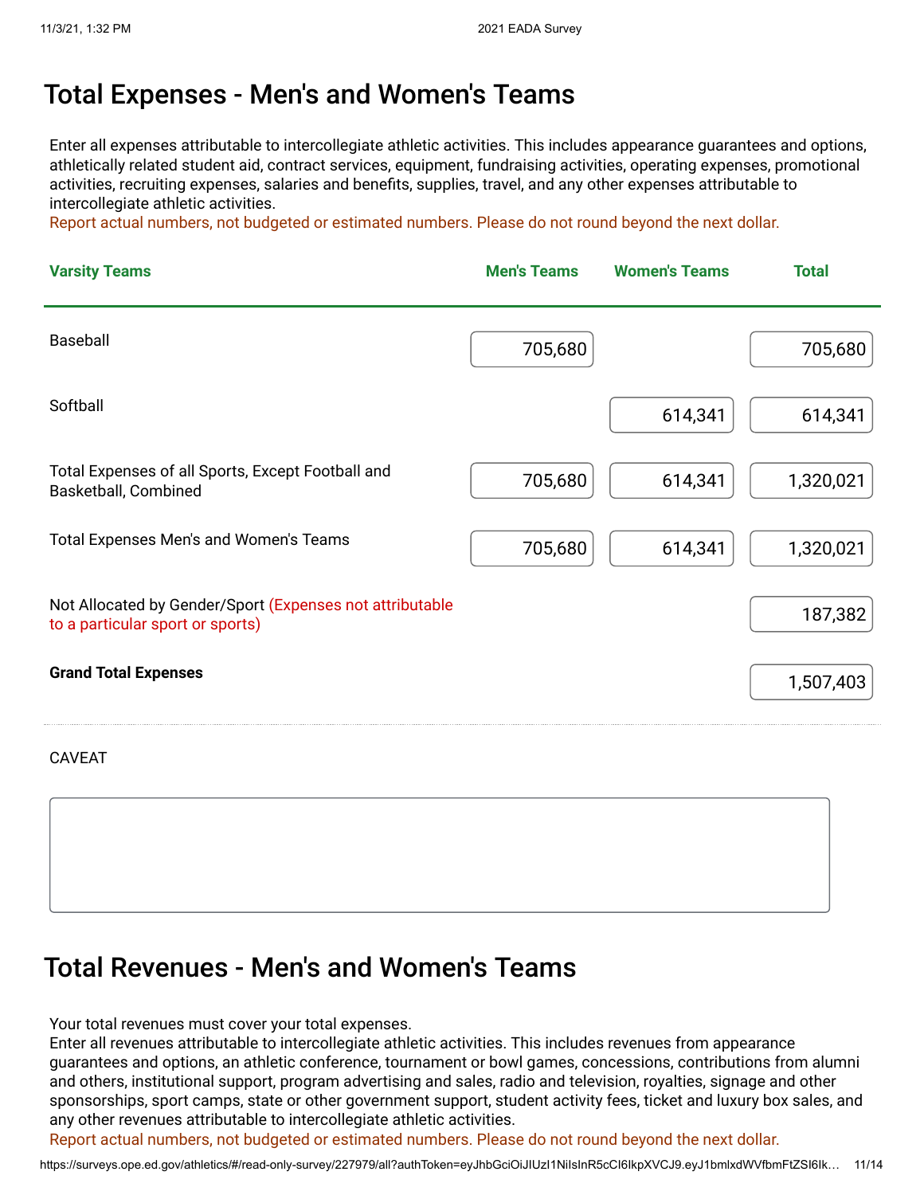# Total Expenses - Men's and Women's Teams

Enter all expenses attributable to intercollegiate athletic activities. This includes appearance guarantees and options, athletically related student aid, contract services, equipment, fundraising activities, operating expenses, promotional activities, recruiting expenses, salaries and benefits, supplies, travel, and any other expenses attributable to intercollegiate athletic activities.
Report actual numbers, not budgeted or estimated numbers. Please do not round beyond the next dollar.

| Varsity Teams | Men's Teams | Women's Teams | Total |
|---|---|---|---|
| Baseball | 705,680 | | 705,680 |
| Softball | | 614,341 | 614,341 |
| Total Expenses of all Sports, Except Football and Basketball, Combined | 705,680 | 614,341 | 1,320,021 |
| Total Expenses Men's and Women's Teams | 705,680 | 614,341 | 1,320,021 |
| Not Allocated by Gender/Sport (Expenses not attributable to a particular sport or sports) | | | 187,382 |
| **Grand Total Expenses** | | | 1,507,403 |

CAVEAT

# Total Revenues - Men's and Women's Teams

Your total revenues must cover your total expenses.
Enter all revenues attributable to intercollegiate athletic activities. This includes revenues from appearance guarantees and options, an athletic conference, tournament or bowl games, concessions, contributions from alumni and others, institutional support, program advertising and sales, radio and television, royalties, signage and other sponsorships, sport camps, state or other government support, student activity fees, ticket and luxury box sales, and any other revenues attributable to intercollegiate athletic activities.
Report actual numbers, not budgeted or estimated numbers. Please do not round beyond the next dollar.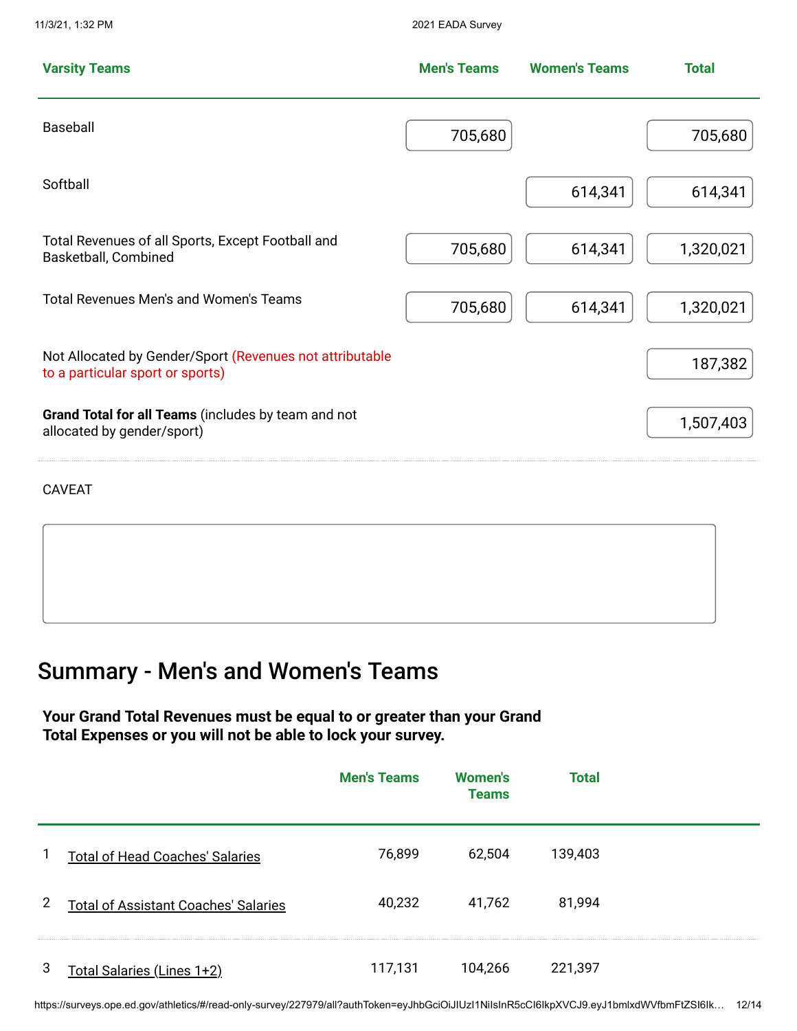| Varsity Teams | Men's Teams | Women's Teams | Total |
|---|---|---|---|
| Baseball | 705,680 | | 705,680 |
| Softball | | 614,341 | 614,341 |
| Total Revenues of all Sports, Except Football and Basketball, Combined | 705,680 | 614,341 | 1,320,021 |
| Total Revenues Men's and Women's Teams | 705,680 | 614,341 | 1,320,021 |
| Not Allocated by Gender/Sport (Revenues not attributable to a particular sport or sports) | | | 187,382 |
| **Grand Total for all Teams** (includes by team and not allocated by gender/sport) | | | 1,507,403 |

CAVEAT

## Summary - Men's and Women's Teams

**Your Grand Total Revenues must be equal to or greater than your Grand Total Expenses or you will not be able to lock your survey.**

| | | Men's Teams | Women's Teams | Total |
|---|---|---|---|---|
| 1 | Total of Head Coaches' Salaries | 76,899 | 62,504 | 139,403 |
| 2 | Total of Assistant Coaches' Salaries | 40,232 | 41,762 | 81,994 |
| 3 | Total Salaries (Lines 1+2) | 117,131 | 104,266 | 221,397 |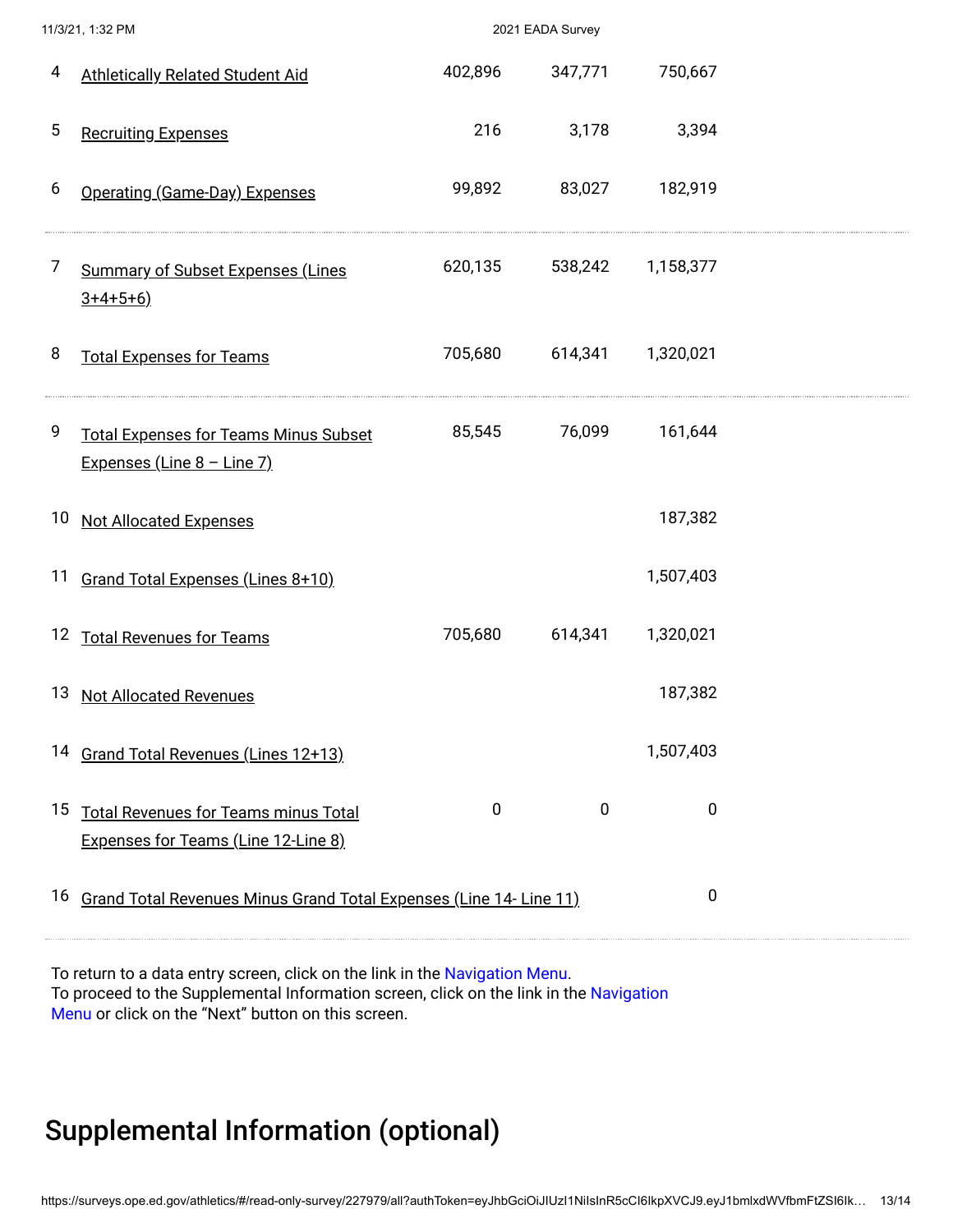| | | | | |
|---|---|---|---|---|
| 4 | Athletically Related Student Aid | 402,896 | 347,771 | 750,667 |
| 5 | Recruiting Expenses | 216 | 3,178 | 3,394 |
| 6 | Operating (Game-Day) Expenses | 99,892 | 83,027 | 182,919 |
| 7 | Summary of Subset Expenses (Lines 3+4+5+6) | 620,135 | 538,242 | 1,158,377 |
| 8 | Total Expenses for Teams | 705,680 | 614,341 | 1,320,021 |
| 9 | Total Expenses for Teams Minus Subset Expenses (Line 8 – Line 7) | 85,545 | 76,099 | 161,644 |
| 10 | Not Allocated Expenses | | | 187,382 |
| 11 | Grand Total Expenses (Lines 8+10) | | | 1,507,403 |
| 12 | Total Revenues for Teams | 705,680 | 614,341 | 1,320,021 |
| 13 | Not Allocated Revenues | | | 187,382 |
| 14 | Grand Total Revenues (Lines 12+13) | | | 1,507,403 |
| 15 | Total Revenues for Teams minus Total Expenses for Teams (Line 12-Line 8) | 0 | 0 | 0 |
| 16 | Grand Total Revenues Minus Grand Total Expenses (Line 14- Line 11) | | | 0 |

To return to a data entry screen, click on the link in the Navigation Menu.
To proceed to the Supplemental Information screen, click on the link in the Navigation Menu or click on the "Next" button on this screen.

# Supplemental Information (optional)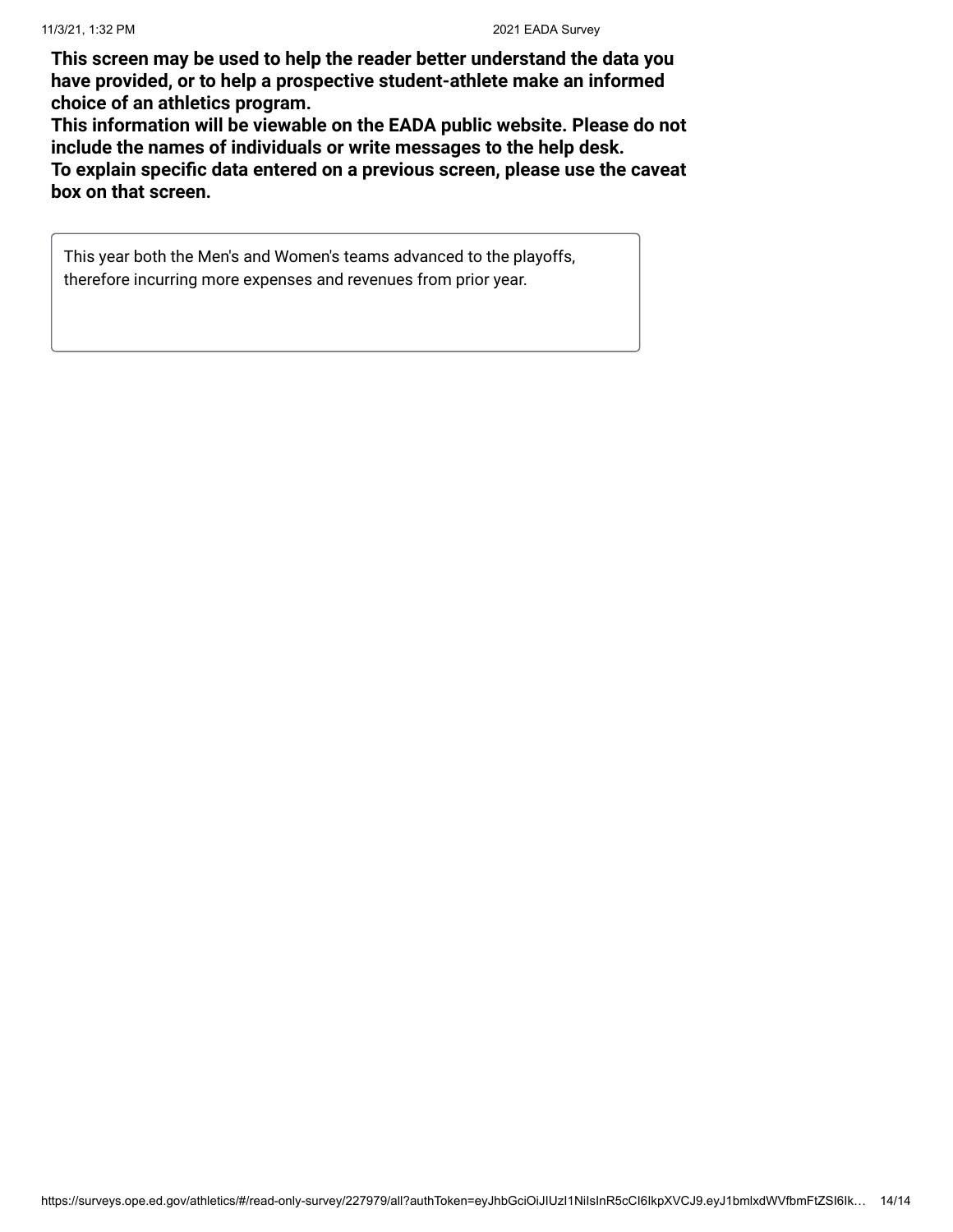**This screen may be used to help the reader better understand the data you have provided, or to help a prospective student-athlete make an informed choice of an athletics program.**
**This information will be viewable on the EADA public website. Please do not include the names of individuals or write messages to the help desk.**
**To explain specific data entered on a previous screen, please use the caveat box on that screen.**

This year both the Men's and Women's teams advanced to the playoffs, therefore incurring more expenses and revenues from prior year.